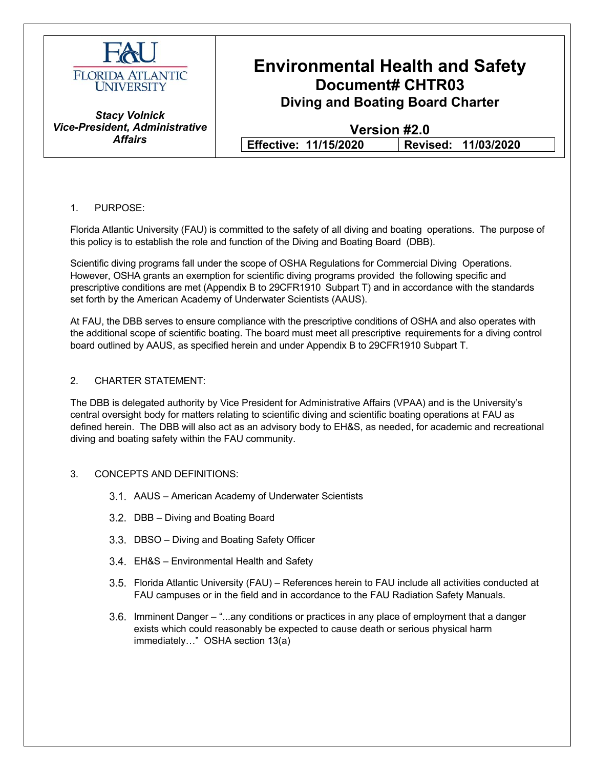| FAU Florida Atlantic University | **Environmental Health and Safety** |
| --- | --- |
| | **Document# CHTR03** |
| | **Diving and Boating Board Charter** |
| ***Stacy Volnick*** | **Version #2.0** |
| ***Vice-President, Administrative Affairs*** | **Effective: 11/15/2020** \| **Revised: 11/03/2020** |

1. PURPOSE:

Florida Atlantic University (FAU) is committed to the safety of all diving and boating operations. The purpose of this policy is to establish the role and function of the Diving and Boating Board (DBB).

Scientific diving programs fall under the scope of OSHA Regulations for Commercial Diving Operations. However, OSHA grants an exemption for scientific diving programs provided the following specific and prescriptive conditions are met (Appendix B to 29CFR1910 Subpart T) and in accordance with the standards set forth by the American Academy of Underwater Scientists (AAUS).

At FAU, the DBB serves to ensure compliance with the prescriptive conditions of OSHA and also operates with the additional scope of scientific boating. The board must meet all prescriptive requirements for a diving control board outlined by AAUS, as specified herein and under Appendix B to 29CFR1910 Subpart T.

2. CHARTER STATEMENT:

The DBB is delegated authority by Vice President for Administrative Affairs (VPAA) and is the University's central oversight body for matters relating to scientific diving and scientific boating operations at FAU as defined herein. The DBB will also act as an advisory body to EH&S, as needed, for academic and recreational diving and boating safety within the FAU community.

3. CONCEPTS AND DEFINITIONS:

3.1. AAUS – American Academy of Underwater Scientists

3.2. DBB – Diving and Boating Board

3.3. DBSO – Diving and Boating Safety Officer

3.4. EH&S – Environmental Health and Safety

3.5. Florida Atlantic University (FAU) – References herein to FAU include all activities conducted at FAU campuses or in the field and in accordance to the FAU Radiation Safety Manuals.

3.6. Imminent Danger – "...any conditions or practices in any place of employment that a danger exists which could reasonably be expected to cause death or serious physical harm immediately…" OSHA section 13(a)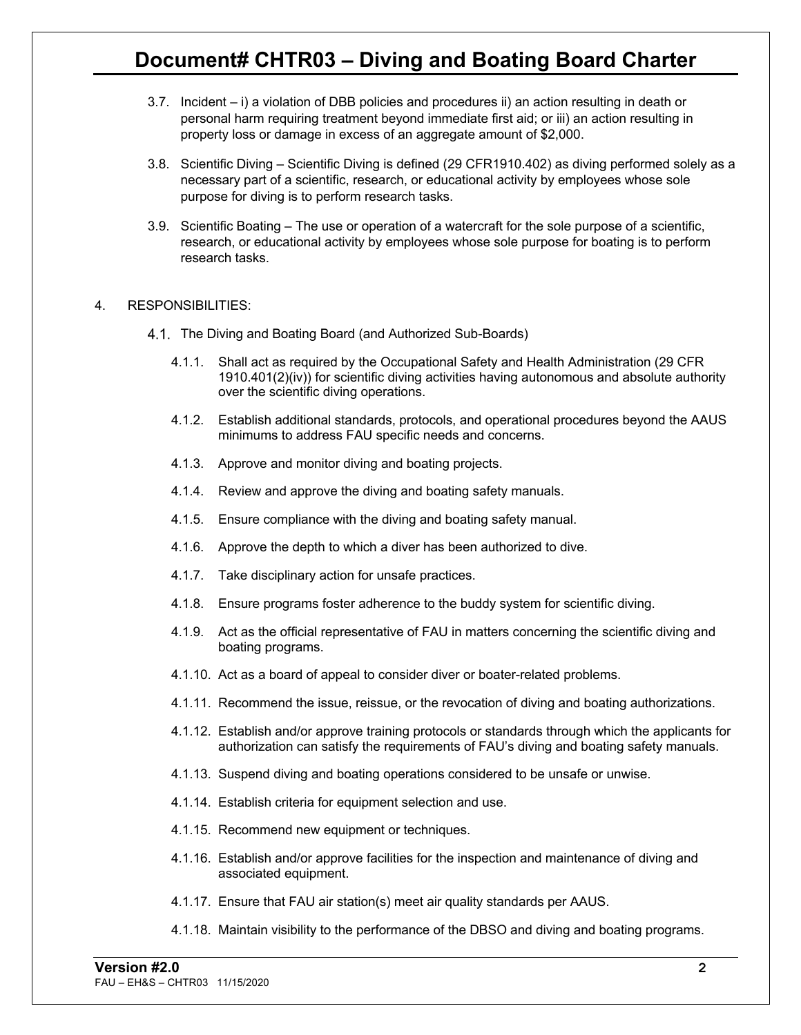3.7. Incident – i) a violation of DBB policies and procedures ii) an action resulting in death or personal harm requiring treatment beyond immediate first aid; or iii) an action resulting in property loss or damage in excess of an aggregate amount of $2,000.

3.8. Scientific Diving – Scientific Diving is defined (29 CFR1910.402) as diving performed solely as a necessary part of a scientific, research, or educational activity by employees whose sole purpose for diving is to perform research tasks.

3.9. Scientific Boating – The use or operation of a watercraft for the sole purpose of a scientific, research, or educational activity by employees whose sole purpose for boating is to perform research tasks.

4. RESPONSIBILITIES:

4.1. The Diving and Boating Board (and Authorized Sub-Boards)

4.1.1. Shall act as required by the Occupational Safety and Health Administration (29 CFR 1910.401(2)(iv)) for scientific diving activities having autonomous and absolute authority over the scientific diving operations.

4.1.2. Establish additional standards, protocols, and operational procedures beyond the AAUS minimums to address FAU specific needs and concerns.

4.1.3. Approve and monitor diving and boating projects.

4.1.4. Review and approve the diving and boating safety manuals.

4.1.5. Ensure compliance with the diving and boating safety manual.

4.1.6. Approve the depth to which a diver has been authorized to dive.

4.1.7. Take disciplinary action for unsafe practices.

4.1.8. Ensure programs foster adherence to the buddy system for scientific diving.

4.1.9. Act as the official representative of FAU in matters concerning the scientific diving and boating programs.

4.1.10. Act as a board of appeal to consider diver or boater-related problems.

4.1.11. Recommend the issue, reissue, or the revocation of diving and boating authorizations.

4.1.12. Establish and/or approve training protocols or standards through which the applicants for authorization can satisfy the requirements of FAU's diving and boating safety manuals.

4.1.13. Suspend diving and boating operations considered to be unsafe or unwise.

4.1.14. Establish criteria for equipment selection and use.

4.1.15. Recommend new equipment or techniques.

4.1.16. Establish and/or approve facilities for the inspection and maintenance of diving and associated equipment.

4.1.17. Ensure that FAU air station(s) meet air quality standards per AAUS.

4.1.18. Maintain visibility to the performance of the DBSO and diving and boating programs.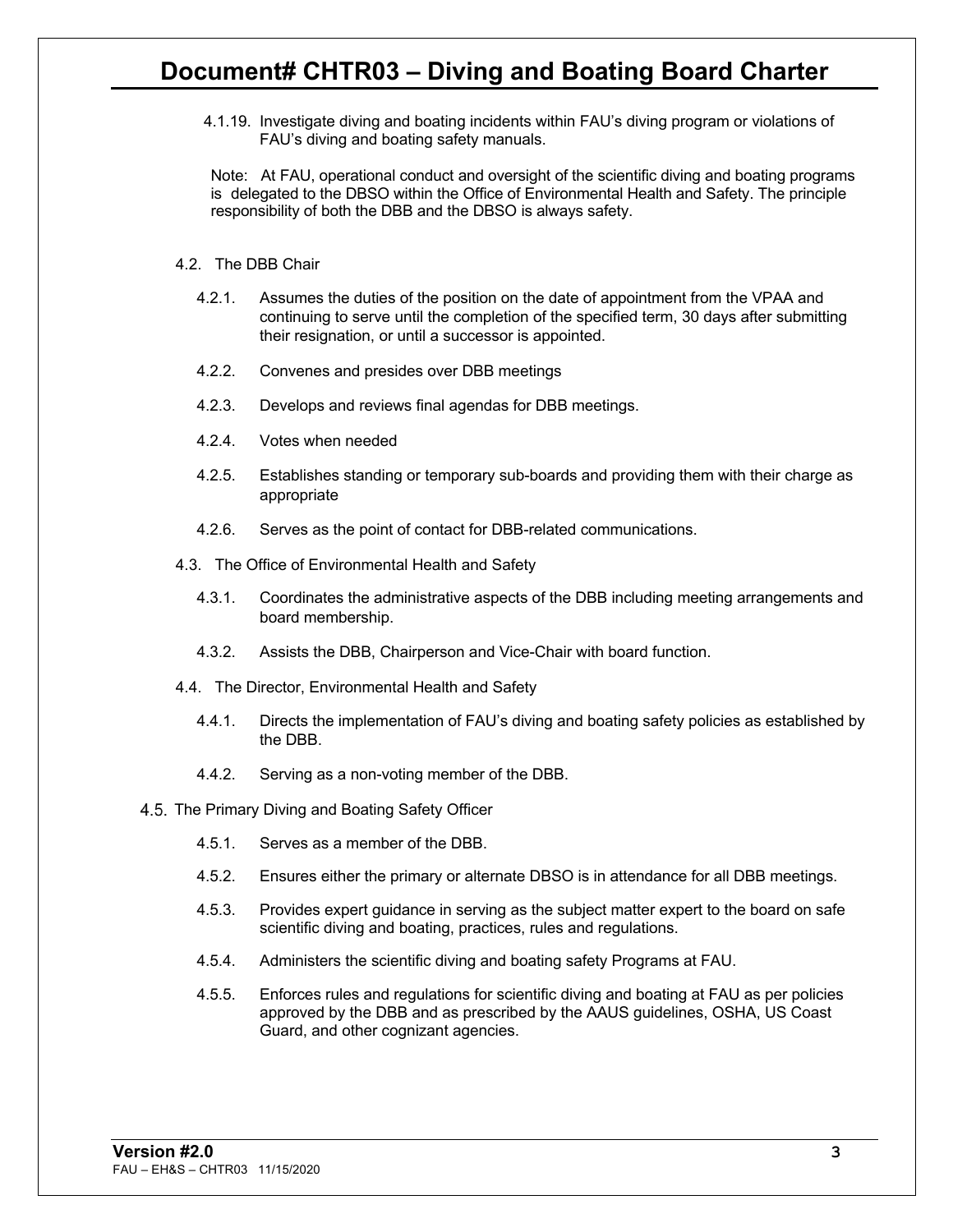4.1.19. Investigate diving and boating incidents within FAU's diving program or violations of FAU's diving and boating safety manuals.

Note: At FAU, operational conduct and oversight of the scientific diving and boating programs is delegated to the DBSO within the Office of Environmental Health and Safety. The principle responsibility of both the DBB and the DBSO is always safety.

4.2. The DBB Chair

4.2.1. Assumes the duties of the position on the date of appointment from the VPAA and continuing to serve until the completion of the specified term, 30 days after submitting their resignation, or until a successor is appointed.

4.2.2. Convenes and presides over DBB meetings

4.2.3. Develops and reviews final agendas for DBB meetings.

4.2.4. Votes when needed

4.2.5. Establishes standing or temporary sub-boards and providing them with their charge as appropriate

4.2.6. Serves as the point of contact for DBB-related communications.

4.3. The Office of Environmental Health and Safety

4.3.1. Coordinates the administrative aspects of the DBB including meeting arrangements and board membership.

4.3.2. Assists the DBB, Chairperson and Vice-Chair with board function.

4.4. The Director, Environmental Health and Safety

4.4.1. Directs the implementation of FAU's diving and boating safety policies as established by the DBB.

4.4.2. Serving as a non-voting member of the DBB.

4.5. The Primary Diving and Boating Safety Officer

4.5.1. Serves as a member of the DBB.

4.5.2. Ensures either the primary or alternate DBSO is in attendance for all DBB meetings.

4.5.3. Provides expert guidance in serving as the subject matter expert to the board on safe scientific diving and boating, practices, rules and regulations.

4.5.4. Administers the scientific diving and boating safety Programs at FAU.

4.5.5. Enforces rules and regulations for scientific diving and boating at FAU as per policies approved by the DBB and as prescribed by the AAUS guidelines, OSHA, US Coast Guard, and other cognizant agencies.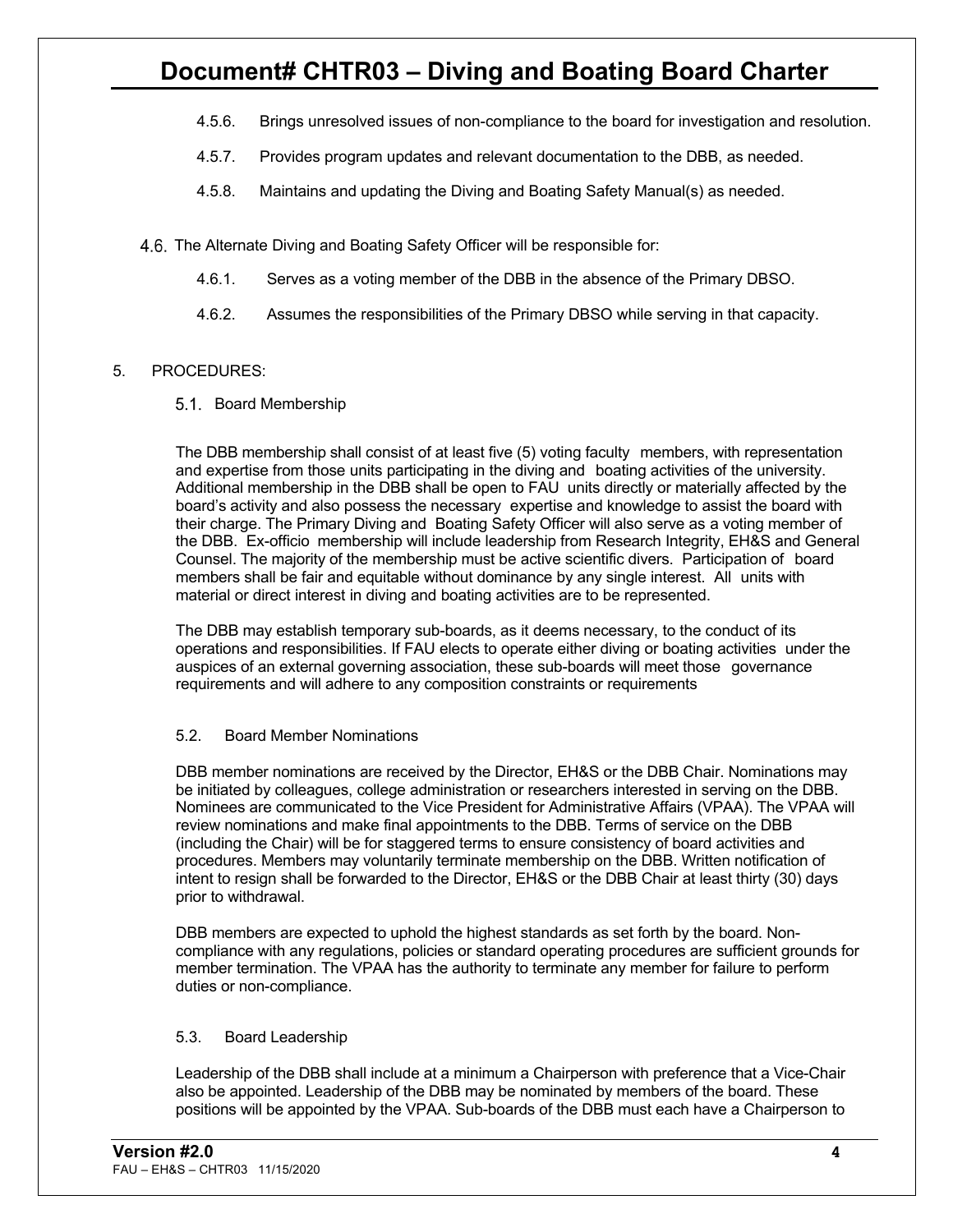4.5.6. Brings unresolved issues of non-compliance to the board for investigation and resolution.

4.5.7. Provides program updates and relevant documentation to the DBB, as needed.

4.5.8. Maintains and updating the Diving and Boating Safety Manual(s) as needed.

4.6. The Alternate Diving and Boating Safety Officer will be responsible for:

4.6.1. Serves as a voting member of the DBB in the absence of the Primary DBSO.

4.6.2. Assumes the responsibilities of the Primary DBSO while serving in that capacity.

5. PROCEDURES:

5.1. Board Membership

The DBB membership shall consist of at least five (5) voting faculty members, with representation and expertise from those units participating in the diving and boating activities of the university. Additional membership in the DBB shall be open to FAU units directly or materially affected by the board's activity and also possess the necessary expertise and knowledge to assist the board with their charge. The Primary Diving and Boating Safety Officer will also serve as a voting member of the DBB. Ex-officio membership will include leadership from Research Integrity, EH&S and General Counsel. The majority of the membership must be active scientific divers. Participation of board members shall be fair and equitable without dominance by any single interest. All units with material or direct interest in diving and boating activities are to be represented.

The DBB may establish temporary sub-boards, as it deems necessary, to the conduct of its operations and responsibilities. If FAU elects to operate either diving or boating activities under the auspices of an external governing association, these sub-boards will meet those governance requirements and will adhere to any composition constraints or requirements

5.2. Board Member Nominations

DBB member nominations are received by the Director, EH&S or the DBB Chair. Nominations may be initiated by colleagues, college administration or researchers interested in serving on the DBB. Nominees are communicated to the Vice President for Administrative Affairs (VPAA). The VPAA will review nominations and make final appointments to the DBB. Terms of service on the DBB (including the Chair) will be for staggered terms to ensure consistency of board activities and procedures. Members may voluntarily terminate membership on the DBB. Written notification of intent to resign shall be forwarded to the Director, EH&S or the DBB Chair at least thirty (30) days prior to withdrawal.

DBB members are expected to uphold the highest standards as set forth by the board. Non-compliance with any regulations, policies or standard operating procedures are sufficient grounds for member termination. The VPAA has the authority to terminate any member for failure to perform duties or non-compliance.

5.3. Board Leadership

Leadership of the DBB shall include at a minimum a Chairperson with preference that a Vice-Chair also be appointed. Leadership of the DBB may be nominated by members of the board. These positions will be appointed by the VPAA. Sub-boards of the DBB must each have a Chairperson to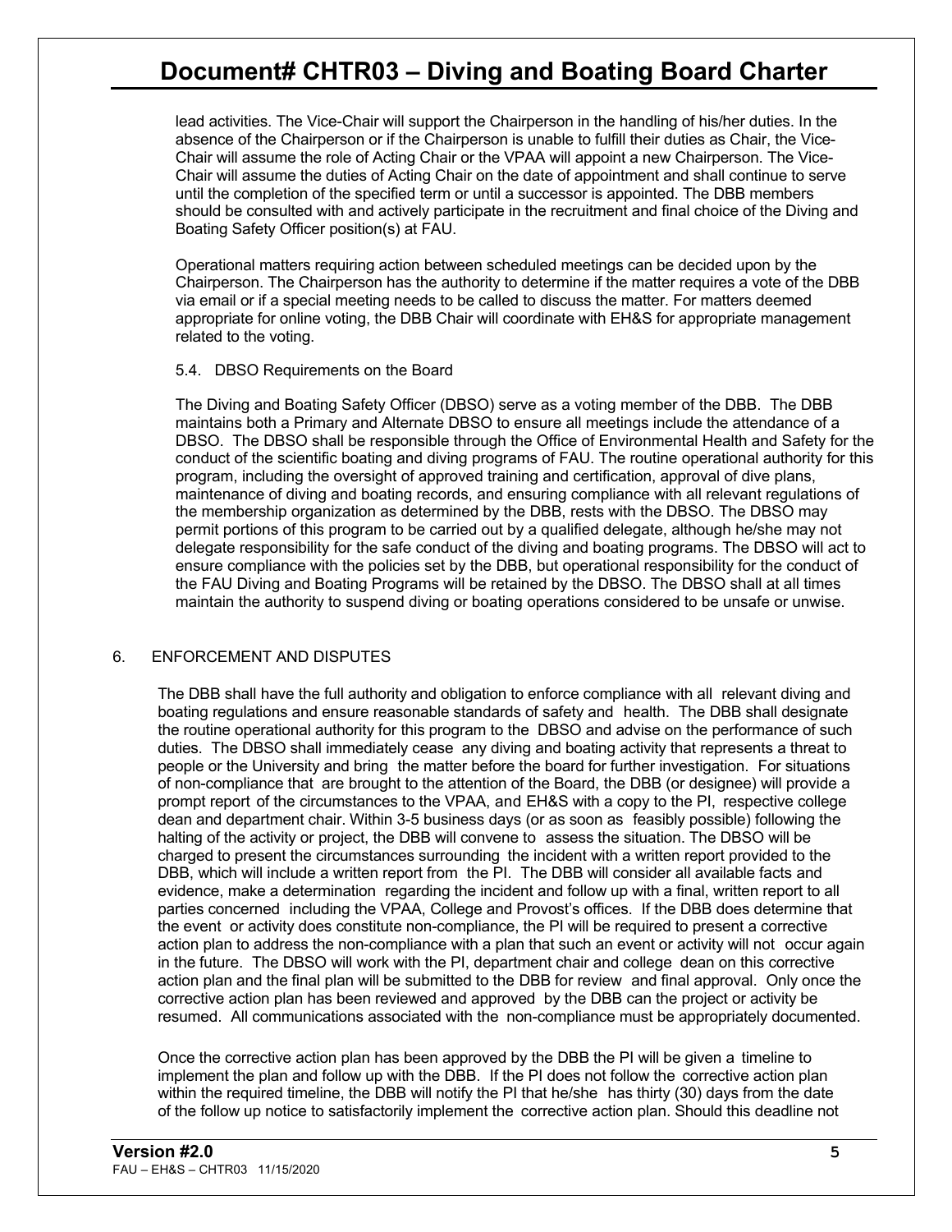lead activities. The Vice-Chair will support the Chairperson in the handling of his/her duties. In the absence of the Chairperson or if the Chairperson is unable to fulfill their duties as Chair, the Vice-Chair will assume the role of Acting Chair or the VPAA will appoint a new Chairperson. The Vice-Chair will assume the duties of Acting Chair on the date of appointment and shall continue to serve until the completion of the specified term or until a successor is appointed. The DBB members should be consulted with and actively participate in the recruitment and final choice of the Diving and Boating Safety Officer position(s) at FAU.

Operational matters requiring action between scheduled meetings can be decided upon by the Chairperson. The Chairperson has the authority to determine if the matter requires a vote of the DBB via email or if a special meeting needs to be called to discuss the matter. For matters deemed appropriate for online voting, the DBB Chair will coordinate with EH&S for appropriate management related to the voting.

### 5.4. DBSO Requirements on the Board

The Diving and Boating Safety Officer (DBSO) serve as a voting member of the DBB. The DBB maintains both a Primary and Alternate DBSO to ensure all meetings include the attendance of a DBSO. The DBSO shall be responsible through the Office of Environmental Health and Safety for the conduct of the scientific boating and diving programs of FAU. The routine operational authority for this program, including the oversight of approved training and certification, approval of dive plans, maintenance of diving and boating records, and ensuring compliance with all relevant regulations of the membership organization as determined by the DBB, rests with the DBSO. The DBSO may permit portions of this program to be carried out by a qualified delegate, although he/she may not delegate responsibility for the safe conduct of the diving and boating programs. The DBSO will act to ensure compliance with the policies set by the DBB, but operational responsibility for the conduct of the FAU Diving and Boating Programs will be retained by the DBSO. The DBSO shall at all times maintain the authority to suspend diving or boating operations considered to be unsafe or unwise.

## 6. ENFORCEMENT AND DISPUTES

The DBB shall have the full authority and obligation to enforce compliance with all relevant diving and boating regulations and ensure reasonable standards of safety and health. The DBB shall designate the routine operational authority for this program to the DBSO and advise on the performance of such duties. The DBSO shall immediately cease any diving and boating activity that represents a threat to people or the University and bring the matter before the board for further investigation. For situations of non-compliance that are brought to the attention of the Board, the DBB (or designee) will provide a prompt report of the circumstances to the VPAA, and EH&S with a copy to the PI, respective college dean and department chair. Within 3-5 business days (or as soon as feasibly possible) following the halting of the activity or project, the DBB will convene to assess the situation. The DBSO will be charged to present the circumstances surrounding the incident with a written report provided to the DBB, which will include a written report from the PI. The DBB will consider all available facts and evidence, make a determination regarding the incident and follow up with a final, written report to all parties concerned including the VPAA, College and Provost's offices. If the DBB does determine that the event or activity does constitute non-compliance, the PI will be required to present a corrective action plan to address the non-compliance with a plan that such an event or activity will not occur again in the future. The DBSO will work with the PI, department chair and college dean on this corrective action plan and the final plan will be submitted to the DBB for review and final approval. Only once the corrective action plan has been reviewed and approved by the DBB can the project or activity be resumed. All communications associated with the non-compliance must be appropriately documented.

Once the corrective action plan has been approved by the DBB the PI will be given a timeline to implement the plan and follow up with the DBB. If the PI does not follow the corrective action plan within the required timeline, the DBB will notify the PI that he/she has thirty (30) days from the date of the follow up notice to satisfactorily implement the corrective action plan. Should this deadline not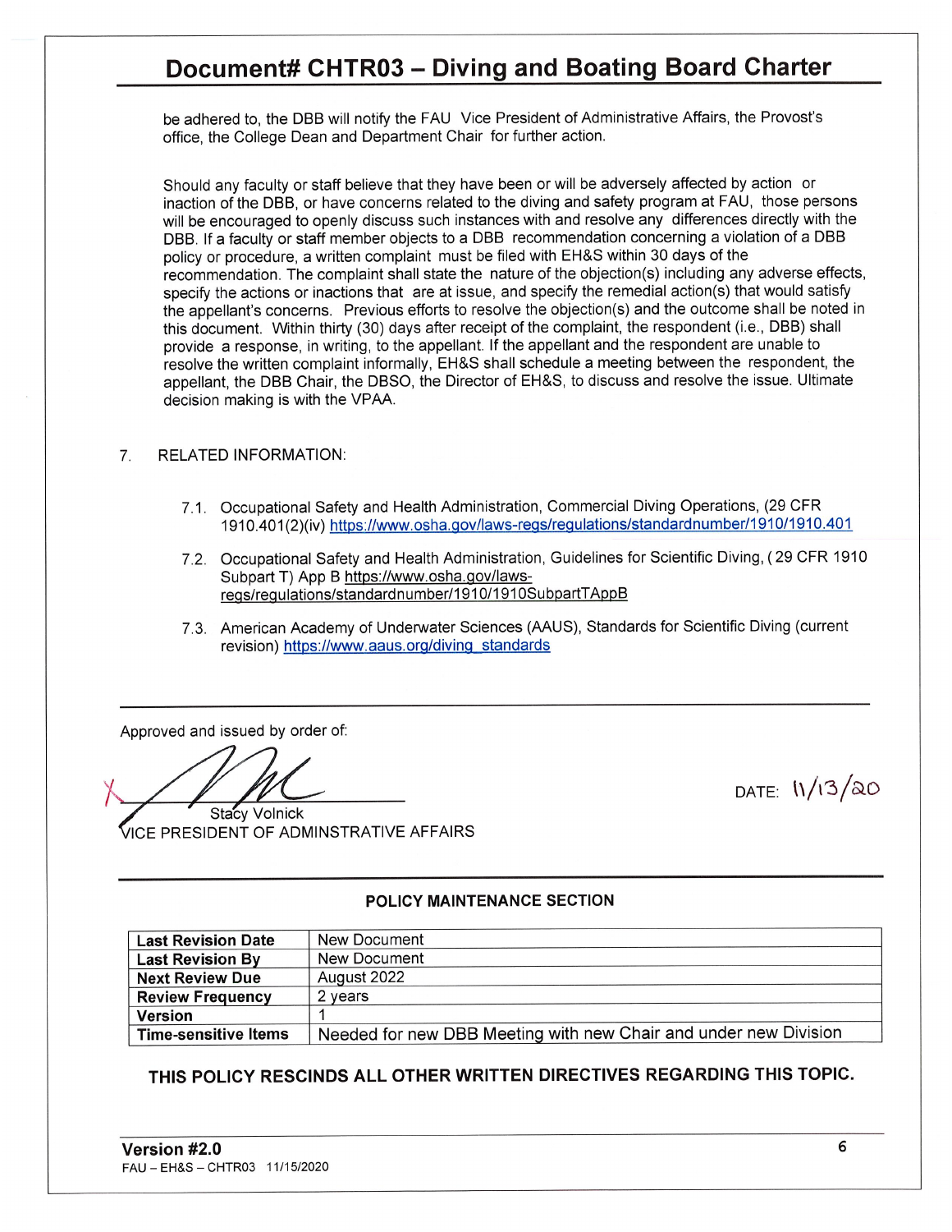be adhered to, the DBB will notify the FAU Vice President of Administrative Affairs, the Provost's office, the College Dean and Department Chair for further action.

Should any faculty or staff believe that they have been or will be adversely affected by action or inaction of the DBB, or have concerns related to the diving and safety program at FAU, those persons will be encouraged to openly discuss such instances with and resolve any differences directly with the DBB. If a faculty or staff member objects to a DBB recommendation concerning a violation of a DBB policy or procedure, a written complaint must be filed with EH&S within 30 days of the recommendation. The complaint shall state the nature of the objection(s) including any adverse effects, specify the actions or inactions that are at issue, and specify the remedial action(s) that would satisfy the appellant's concerns. Previous efforts to resolve the objection(s) and the outcome shall be noted in this document. Within thirty (30) days after receipt of the complaint, the respondent (i.e., DBB) shall provide a response, in writing, to the appellant. If the appellant and the respondent are unable to resolve the written complaint informally, EH&S shall schedule a meeting between the respondent, the appellant, the DBB Chair, the DBSO, the Director of EH&S, to discuss and resolve the issue. Ultimate decision making is with the VPAA.

7. RELATED INFORMATION:

   7.1. Occupational Safety and Health Administration, Commercial Diving Operations, (29 CFR 1910.401(2)(iv) https://www.osha.gov/laws-regs/regulations/standardnumber/1910/1910.401

   7.2. Occupational Safety and Health Administration, Guidelines for Scientific Diving, ( 29 CFR 1910 Subpart T) App B https://www.osha.gov/laws-regs/regulations/standardnumber/1910/1910SubpartTAppB

   7.3. American Academy of Underwater Sciences (AAUS), Standards for Scientific Diving (current revision) https://www.aaus.org/diving_standards

---

Approved and issued by order of:

X [signature]

Stacy Volnick
VICE PRESIDENT OF ADMINSTRATIVE AFFAIRS

DATE: 11/13/20

---

**POLICY MAINTENANCE SECTION**

| | |
|---|---|
| **Last Revision Date** | New Document |
| **Last Revision By** | New Document |
| **Next Review Due** | August 2022 |
| **Review Frequency** | 2 years |
| **Version** | 1 |
| **Time-sensitive Items** | Needed for new DBB Meeting with new Chair and under new Division |

**THIS POLICY RESCINDS ALL OTHER WRITTEN DIRECTIVES REGARDING THIS TOPIC.**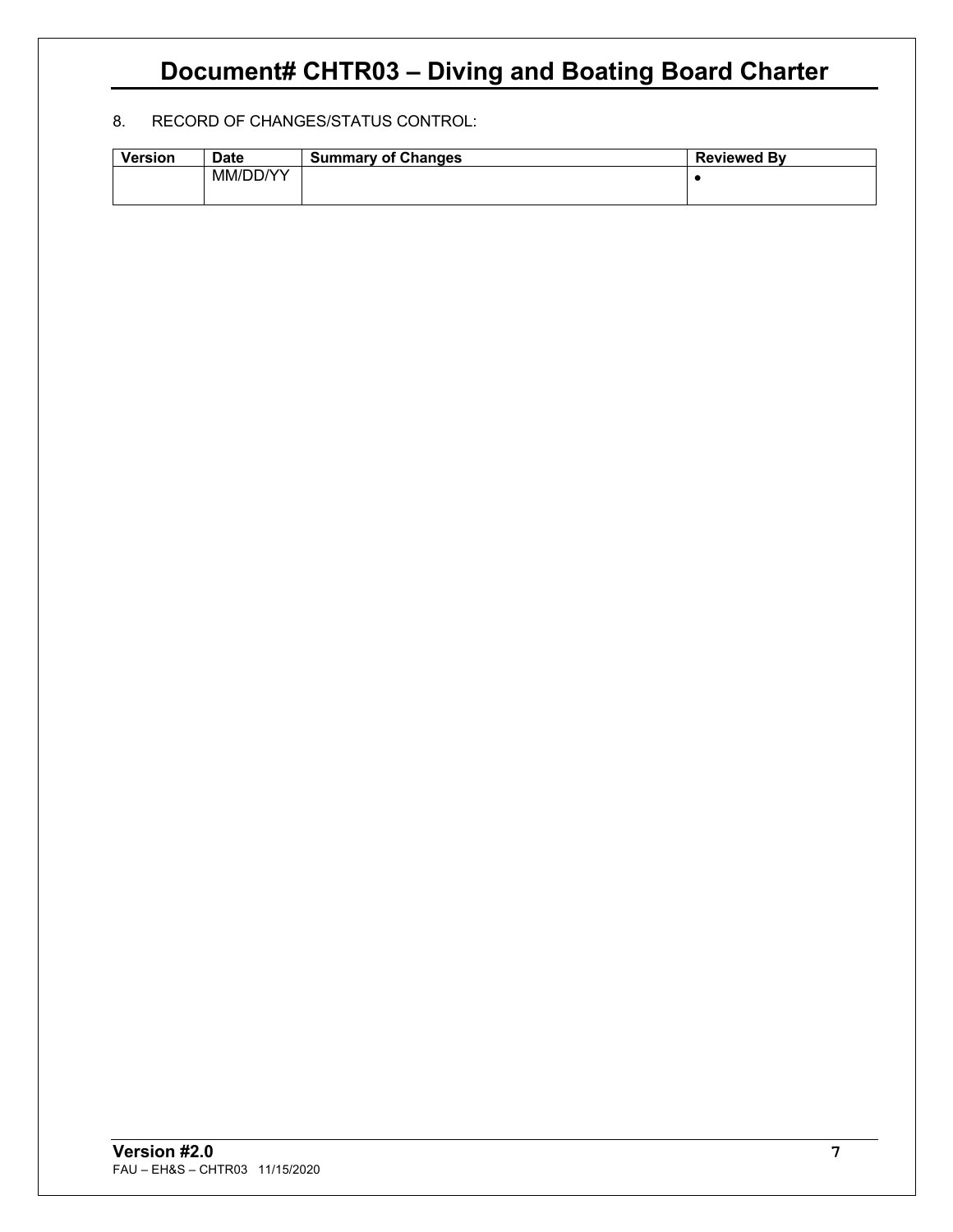8. RECORD OF CHANGES/STATUS CONTROL:

| Version | Date | Summary of Changes | Reviewed By |
| --- | --- | --- | --- |
| | MM/DD/YY | | • |